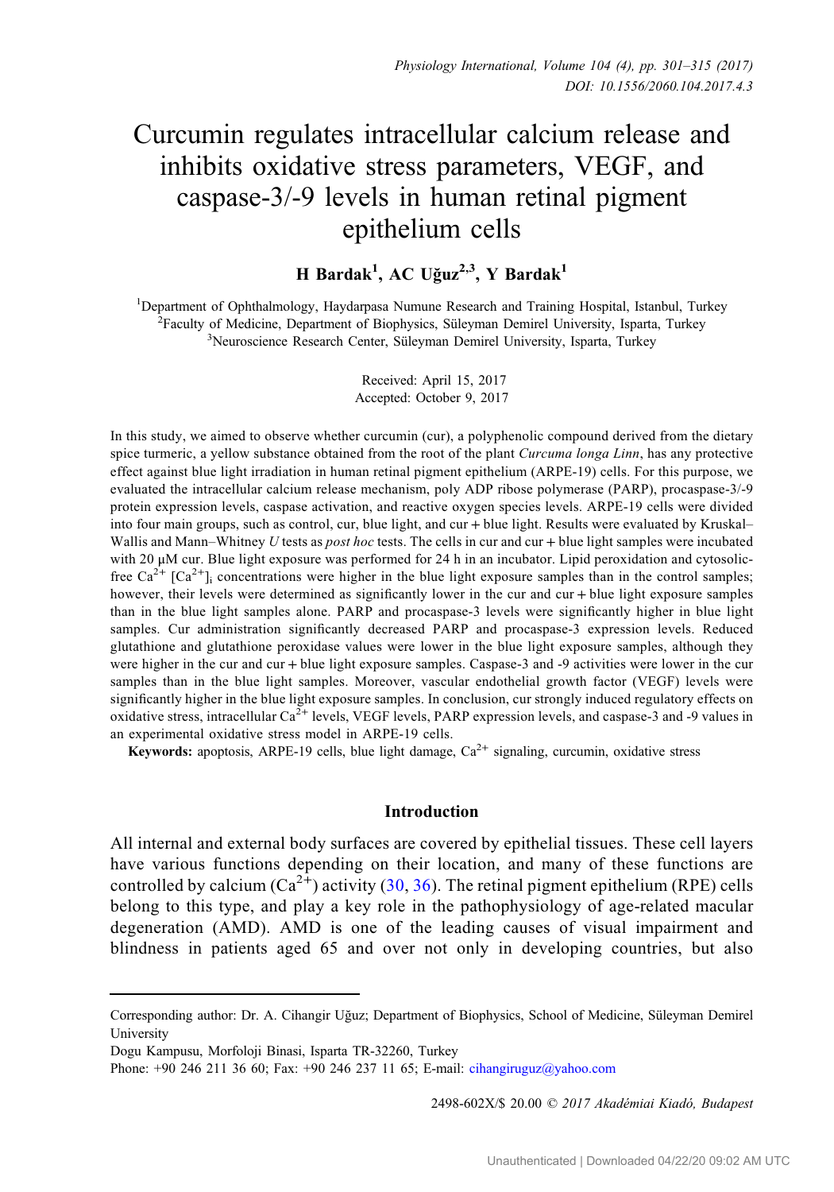# Curcumin regulates intracellular calcium release and inhibits oxidative stress parameters, VEGF, and caspase-3/-9 levels in human retinal pigment epithelium cells

**H Bardak[1], AC Uğuz[2,3], Y Bardak[1]**

[1]Department of Ophthalmology, Haydarpasa Numune Research and Training Hospital, Istanbul, Turkey
[2]Faculty of Medicine, Department of Biophysics, Süleyman Demirel University, Isparta, Turkey
[3]Neuroscience Research Center, Süleyman Demirel University, Isparta, Turkey

Received: April 15, 2017
Accepted: October 9, 2017

In this study, we aimed to observe whether curcumin (cur), a polyphenolic compound derived from the dietary spice turmeric, a yellow substance obtained from the root of the plant *Curcuma longa Linn*, has any protective effect against blue light irradiation in human retinal pigment epithelium (ARPE-19) cells. For this purpose, we evaluated the intracellular calcium release mechanism, poly ADP ribose polymerase (PARP), procaspase-3/-9 protein expression levels, caspase activation, and reactive oxygen species levels. ARPE-19 cells were divided into four main groups, such as control, cur, blue light, and cur + blue light. Results were evaluated by Kruskal–Wallis and Mann–Whitney *U* tests as *post hoc* tests. The cells in cur and cur + blue light samples were incubated with 20 μM cur. Blue light exposure was performed for 24 h in an incubator. Lipid peroxidation and cytosolic-free $Ca^{2+}$ $[Ca^{2+}]_i$ concentrations were higher in the blue light exposure samples than in the control samples; however, their levels were determined as significantly lower in the cur and cur + blue light exposure samples than in the blue light samples alone. PARP and procaspase-3 levels were significantly higher in blue light samples. Cur administration significantly decreased PARP and procaspase-3 expression levels. Reduced glutathione and glutathione peroxidase values were lower in the blue light exposure samples, although they were higher in the cur and cur + blue light exposure samples. Caspase-3 and -9 activities were lower in the cur samples than in the blue light samples. Moreover, vascular endothelial growth factor (VEGF) levels were significantly higher in the blue light exposure samples. In conclusion, cur strongly induced regulatory effects on oxidative stress, intracellular $Ca^{2+}$ levels, VEGF levels, PARP expression levels, and caspase-3 and -9 values in an experimental oxidative stress model in ARPE-19 cells.

**Keywords:** apoptosis, ARPE-19 cells, blue light damage, $Ca^{2+}$ signaling, curcumin, oxidative stress

## Introduction

All internal and external body surfaces are covered by epithelial tissues. These cell layers have various functions depending on their location, and many of these functions are controlled by calcium ($Ca^{2+}$) activity (30, 36). The retinal pigment epithelium (RPE) cells belong to this type, and play a key role in the pathophysiology of age-related macular degeneration (AMD). AMD is one of the leading causes of visual impairment and blindness in patients aged 65 and over not only in developing countries, but also

Corresponding author: Dr. A. Cihangir Uğuz; Department of Biophysics, School of Medicine, Süleyman Demirel University
Dogu Kampusu, Morfoloji Binasi, Isparta TR-32260, Turkey
Phone: +90 246 211 36 60; Fax: +90 246 237 11 65; E-mail: cihangiruguz@yahoo.com

2498-602X/$ 20.00 © 2017 Akadémiai Kiadó, Budapest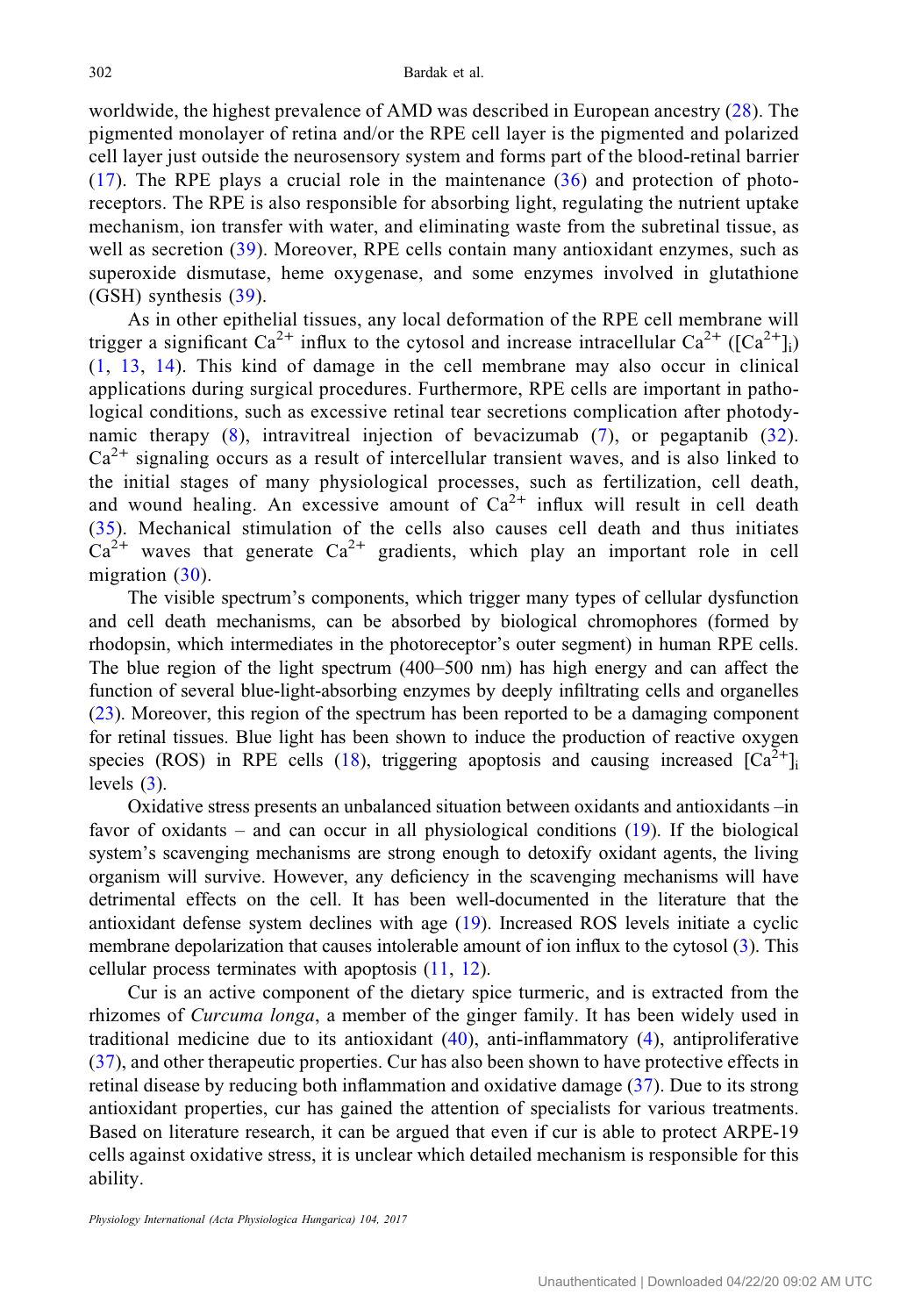worldwide, the highest prevalence of AMD was described in European ancestry (28). The pigmented monolayer of retina and/or the RPE cell layer is the pigmented and polarized cell layer just outside the neurosensory system and forms part of the blood-retinal barrier (17). The RPE plays a crucial role in the maintenance (36) and protection of photoreceptors. The RPE is also responsible for absorbing light, regulating the nutrient uptake mechanism, ion transfer with water, and eliminating waste from the subretinal tissue, as well as secretion (39). Moreover, RPE cells contain many antioxidant enzymes, such as superoxide dismutase, heme oxygenase, and some enzymes involved in glutathione (GSH) synthesis (39).

As in other epithelial tissues, any local deformation of the RPE cell membrane will trigger a significant $Ca^{2+}$ influx to the cytosol and increase intracellular $Ca^{2+}$ ($[Ca^{2+}]_i$) (1, 13, 14). This kind of damage in the cell membrane may also occur in clinical applications during surgical procedures. Furthermore, RPE cells are important in pathological conditions, such as excessive retinal tear secretions complication after photodynamic therapy (8), intravitreal injection of bevacizumab (7), or pegaptanib (32). $Ca^{2+}$ signaling occurs as a result of intercellular transient waves, and is also linked to the initial stages of many physiological processes, such as fertilization, cell death, and wound healing. An excessive amount of $Ca^{2+}$ influx will result in cell death (35). Mechanical stimulation of the cells also causes cell death and thus initiates $Ca^{2+}$ waves that generate $Ca^{2+}$ gradients, which play an important role in cell migration (30).

The visible spectrum's components, which trigger many types of cellular dysfunction and cell death mechanisms, can be absorbed by biological chromophores (formed by rhodopsin, which intermediates in the photoreceptor's outer segment) in human RPE cells. The blue region of the light spectrum (400–500 nm) has high energy and can affect the function of several blue-light-absorbing enzymes by deeply infiltrating cells and organelles (23). Moreover, this region of the spectrum has been reported to be a damaging component for retinal tissues. Blue light has been shown to induce the production of reactive oxygen species (ROS) in RPE cells (18), triggering apoptosis and causing increased $[Ca^{2+}]_i$ levels (3).

Oxidative stress presents an unbalanced situation between oxidants and antioxidants –in favor of oxidants – and can occur in all physiological conditions (19). If the biological system's scavenging mechanisms are strong enough to detoxify oxidant agents, the living organism will survive. However, any deficiency in the scavenging mechanisms will have detrimental effects on the cell. It has been well-documented in the literature that the antioxidant defense system declines with age (19). Increased ROS levels initiate a cyclic membrane depolarization that causes intolerable amount of ion influx to the cytosol (3). This cellular process terminates with apoptosis (11, 12).

Cur is an active component of the dietary spice turmeric, and is extracted from the rhizomes of *Curcuma longa*, a member of the ginger family. It has been widely used in traditional medicine due to its antioxidant (40), anti-inflammatory (4), antiproliferative (37), and other therapeutic properties. Cur has also been shown to have protective effects in retinal disease by reducing both inflammation and oxidative damage (37). Due to its strong antioxidant properties, cur has gained the attention of specialists for various treatments. Based on literature research, it can be argued that even if cur is able to protect ARPE-19 cells against oxidative stress, it is unclear which detailed mechanism is responsible for this ability.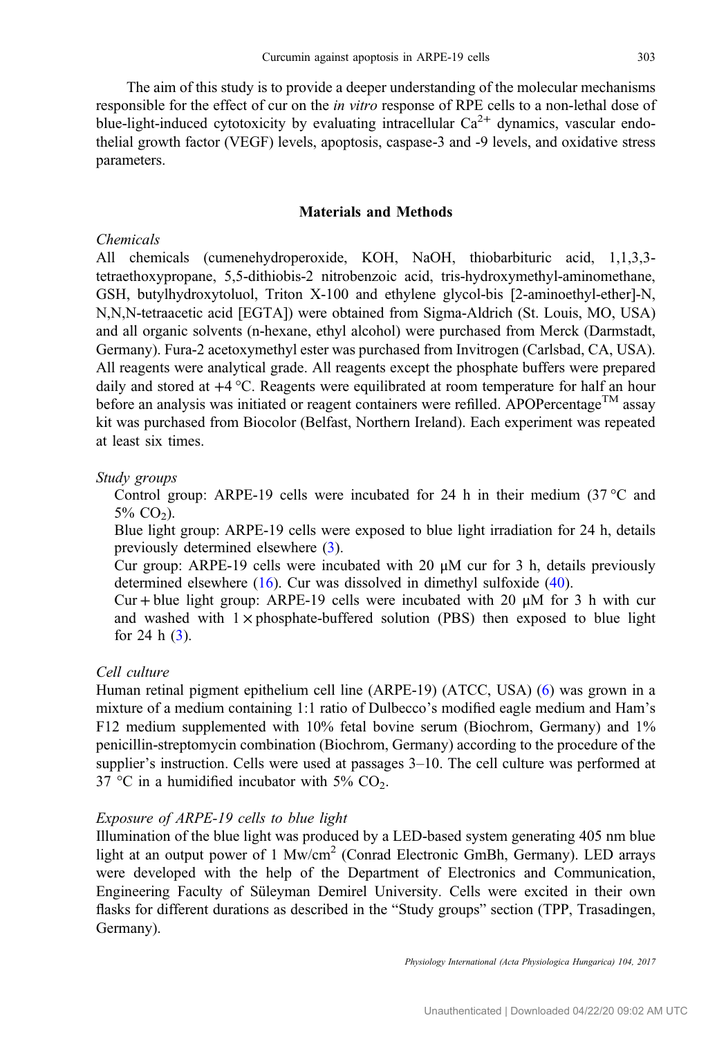The aim of this study is to provide a deeper understanding of the molecular mechanisms responsible for the effect of cur on the *in vitro* response of RPE cells to a non-lethal dose of blue-light-induced cytotoxicity by evaluating intracellular $Ca^{2+}$ dynamics, vascular endothelial growth factor (VEGF) levels, apoptosis, caspase-3 and -9 levels, and oxidative stress parameters.

## Materials and Methods

### *Chemicals*

All chemicals (cumenehydroperoxide, KOH, NaOH, thiobarbituric acid, 1,1,3,3-tetraethoxypropane, 5,5-dithiobis-2 nitrobenzoic acid, tris-hydroxymethyl-aminomethane, GSH, butylhydroxytoluol, Triton X-100 and ethylene glycol-bis [2-aminoethyl-ether]-N, N,N,N-tetraacetic acid [EGTA]) were obtained from Sigma-Aldrich (St. Louis, MO, USA) and all organic solvents (n-hexane, ethyl alcohol) were purchased from Merck (Darmstadt, Germany). Fura-2 acetoxymethyl ester was purchased from Invitrogen (Carlsbad, CA, USA). All reagents were analytical grade. All reagents except the phosphate buffers were prepared daily and stored at +4 °C. Reagents were equilibrated at room temperature for half an hour before an analysis was initiated or reagent containers were refilled. APOPercentage™ assay kit was purchased from Biocolor (Belfast, Northern Ireland). Each experiment was repeated at least six times.

### *Study groups*

Control group: ARPE-19 cells were incubated for 24 h in their medium (37 °C and 5% $CO_2$).

Blue light group: ARPE-19 cells were exposed to blue light irradiation for 24 h, details previously determined elsewhere (3).

Cur group: ARPE-19 cells were incubated with 20 μM cur for 3 h, details previously determined elsewhere (16). Cur was dissolved in dimethyl sulfoxide (40).

Cur + blue light group: ARPE-19 cells were incubated with 20 μM for 3 h with cur and washed with 1 × phosphate-buffered solution (PBS) then exposed to blue light for 24 h (3).

### *Cell culture*

Human retinal pigment epithelium cell line (ARPE-19) (ATCC, USA) (6) was grown in a mixture of a medium containing 1:1 ratio of Dulbecco's modified eagle medium and Ham's F12 medium supplemented with 10% fetal bovine serum (Biochrom, Germany) and 1% penicillin-streptomycin combination (Biochrom, Germany) according to the procedure of the supplier's instruction. Cells were used at passages 3–10. The cell culture was performed at 37 °C in a humidified incubator with 5% $CO_2$.

### *Exposure of ARPE-19 cells to blue light*

Illumination of the blue light was produced by a LED-based system generating 405 nm blue light at an output power of 1 Mw/cm$^2$ (Conrad Electronic GmbH, Germany). LED arrays were developed with the help of the Department of Electronics and Communication, Engineering Faculty of Süleyman Demirel University. Cells were excited in their own flasks for different durations as described in the "Study groups" section (TPP, Trasadingen, Germany).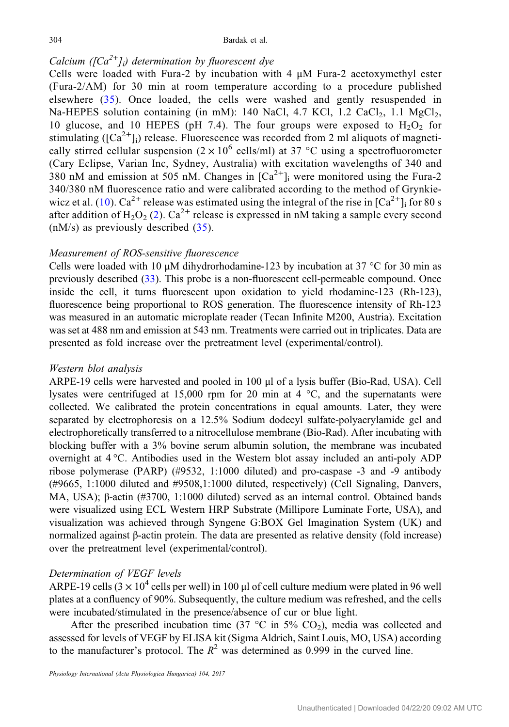### *Calcium ($[Ca^{2+}]_i$) determination by fluorescent dye*

Cells were loaded with Fura-2 by incubation with 4 μM Fura-2 acetoxymethyl ester (Fura-2/AM) for 30 min at room temperature according to a procedure published elsewhere (35). Once loaded, the cells were washed and gently resuspended in Na-HEPES solution containing (in mM): 140 NaCl, 4.7 KCl, 1.2 $CaCl_2$, 1.1 $MgCl_2$, 10 glucose, and 10 HEPES (pH 7.4). The four groups were exposed to $H_2O_2$ for stimulating ($[Ca^{2+}]_i$) release. Fluorescence was recorded from 2 ml aliquots of magnetically stirred cellular suspension ($2 \times 10^6$ cells/ml) at 37 °C using a spectrofluorometer (Cary Eclipse, Varian Inc, Sydney, Australia) with excitation wavelengths of 340 and 380 nM and emission at 505 nM. Changes in $[Ca^{2+}]_i$ were monitored using the Fura-2 340/380 nM fluorescence ratio and were calibrated according to the method of Grynkiewicz et al. (10). $Ca^{2+}$ release was estimated using the integral of the rise in $[Ca^{2+}]_i$ for 80 s after addition of $H_2O_2$ (2). $Ca^{2+}$ release is expressed in nM taking a sample every second (nM/s) as previously described (35).

### *Measurement of ROS-sensitive fluorescence*

Cells were loaded with 10 μM dihydrorhodamine-123 by incubation at 37 °C for 30 min as previously described (33). This probe is a non-fluorescent cell-permeable compound. Once inside the cell, it turns fluorescent upon oxidation to yield rhodamine-123 (Rh-123), fluorescence being proportional to ROS generation. The fluorescence intensity of Rh-123 was measured in an automatic microplate reader (Tecan Infinite M200, Austria). Excitation was set at 488 nm and emission at 543 nm. Treatments were carried out in triplicates. Data are presented as fold increase over the pretreatment level (experimental/control).

### *Western blot analysis*

ARPE-19 cells were harvested and pooled in 100 μl of a lysis buffer (Bio-Rad, USA). Cell lysates were centrifuged at 15,000 rpm for 20 min at 4 °C, and the supernatants were collected. We calibrated the protein concentrations in equal amounts. Later, they were separated by electrophoresis on a 12.5% Sodium dodecyl sulfate-polyacrylamide gel and electrophoretically transferred to a nitrocellulose membrane (Bio-Rad). After incubating with blocking buffer with a 3% bovine serum albumin solution, the membrane was incubated overnight at 4 °C. Antibodies used in the Western blot assay included an anti-poly ADP ribose polymerase (PARP) (#9532, 1:1000 diluted) and pro-caspase -3 and -9 antibody (#9665, 1:1000 diluted and #9508,1:1000 diluted, respectively) (Cell Signaling, Danvers, MA, USA); β-actin (#3700, 1:1000 diluted) served as an internal control. Obtained bands were visualized using ECL Western HRP Substrate (Millipore Luminate Forte, USA), and visualization was achieved through Syngene G:BOX Gel Imagination System (UK) and normalized against β-actin protein. The data are presented as relative density (fold increase) over the pretreatment level (experimental/control).

### *Determination of VEGF levels*

ARPE-19 cells ($3 \times 10^4$ cells per well) in 100 μl of cell culture medium were plated in 96 well plates at a confluency of 90%. Subsequently, the culture medium was refreshed, and the cells were incubated/stimulated in the presence/absence of cur or blue light.

After the prescribed incubation time (37 °C in 5% $CO_2$), media was collected and assessed for levels of VEGF by ELISA kit (Sigma Aldrich, Saint Louis, MO, USA) according to the manufacturer's protocol. The $R^2$ was determined as 0.999 in the curved line.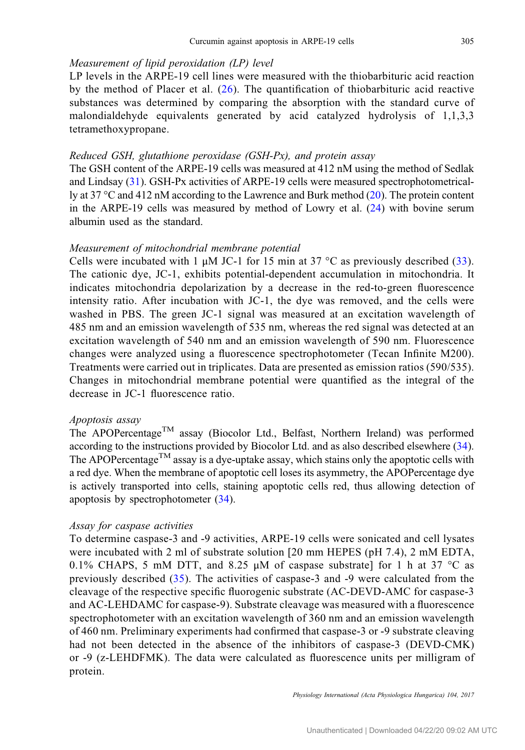*Measurement of lipid peroxidation (LP) level*

LP levels in the ARPE-19 cell lines were measured with the thiobarbituric acid reaction by the method of Placer et al. (26). The quantification of thiobarbituric acid reactive substances was determined by comparing the absorption with the standard curve of malondialdehyde equivalents generated by acid catalyzed hydrolysis of 1,1,3,3 tetramethoxypropane.

*Reduced GSH, glutathione peroxidase (GSH-Px), and protein assay*

The GSH content of the ARPE-19 cells was measured at 412 nM using the method of Sedlak and Lindsay (31). GSH-Px activities of ARPE-19 cells were measured spectrophotometrically at 37 °C and 412 nM according to the Lawrence and Burk method (20). The protein content in the ARPE-19 cells was measured by method of Lowry et al. (24) with bovine serum albumin used as the standard.

*Measurement of mitochondrial membrane potential*

Cells were incubated with 1 μM JC-1 for 15 min at 37 °C as previously described (33). The cationic dye, JC-1, exhibits potential-dependent accumulation in mitochondria. It indicates mitochondria depolarization by a decrease in the red-to-green fluorescence intensity ratio. After incubation with JC-1, the dye was removed, and the cells were washed in PBS. The green JC-1 signal was measured at an excitation wavelength of 485 nm and an emission wavelength of 535 nm, whereas the red signal was detected at an excitation wavelength of 540 nm and an emission wavelength of 590 nm. Fluorescence changes were analyzed using a fluorescence spectrophotometer (Tecan Infinite M200). Treatments were carried out in triplicates. Data are presented as emission ratios (590/535). Changes in mitochondrial membrane potential were quantified as the integral of the decrease in JC-1 fluorescence ratio.

*Apoptosis assay*

The APOPercentage™ assay (Biocolor Ltd., Belfast, Northern Ireland) was performed according to the instructions provided by Biocolor Ltd. and as also described elsewhere (34). The APOPercentage™ assay is a dye-uptake assay, which stains only the apoptotic cells with a red dye. When the membrane of apoptotic cell loses its asymmetry, the APOPercentage dye is actively transported into cells, staining apoptotic cells red, thus allowing detection of apoptosis by spectrophotometer (34).

*Assay for caspase activities*

To determine caspase-3 and -9 activities, ARPE-19 cells were sonicated and cell lysates were incubated with 2 ml of substrate solution [20 mm HEPES (pH 7.4), 2 mM EDTA, 0.1% CHAPS, 5 mM DTT, and 8.25 μM of caspase substrate] for 1 h at 37 °C as previously described (35). The activities of caspase-3 and -9 were calculated from the cleavage of the respective specific fluorogenic substrate (AC-DEVD-AMC for caspase-3 and AC-LEHDAMC for caspase-9). Substrate cleavage was measured with a fluorescence spectrophotometer with an excitation wavelength of 360 nm and an emission wavelength of 460 nm. Preliminary experiments had confirmed that caspase-3 or -9 substrate cleaving had not been detected in the absence of the inhibitors of caspase-3 (DEVD-CMK) or -9 (z-LEHDFMK). The data were calculated as fluorescence units per milligram of protein.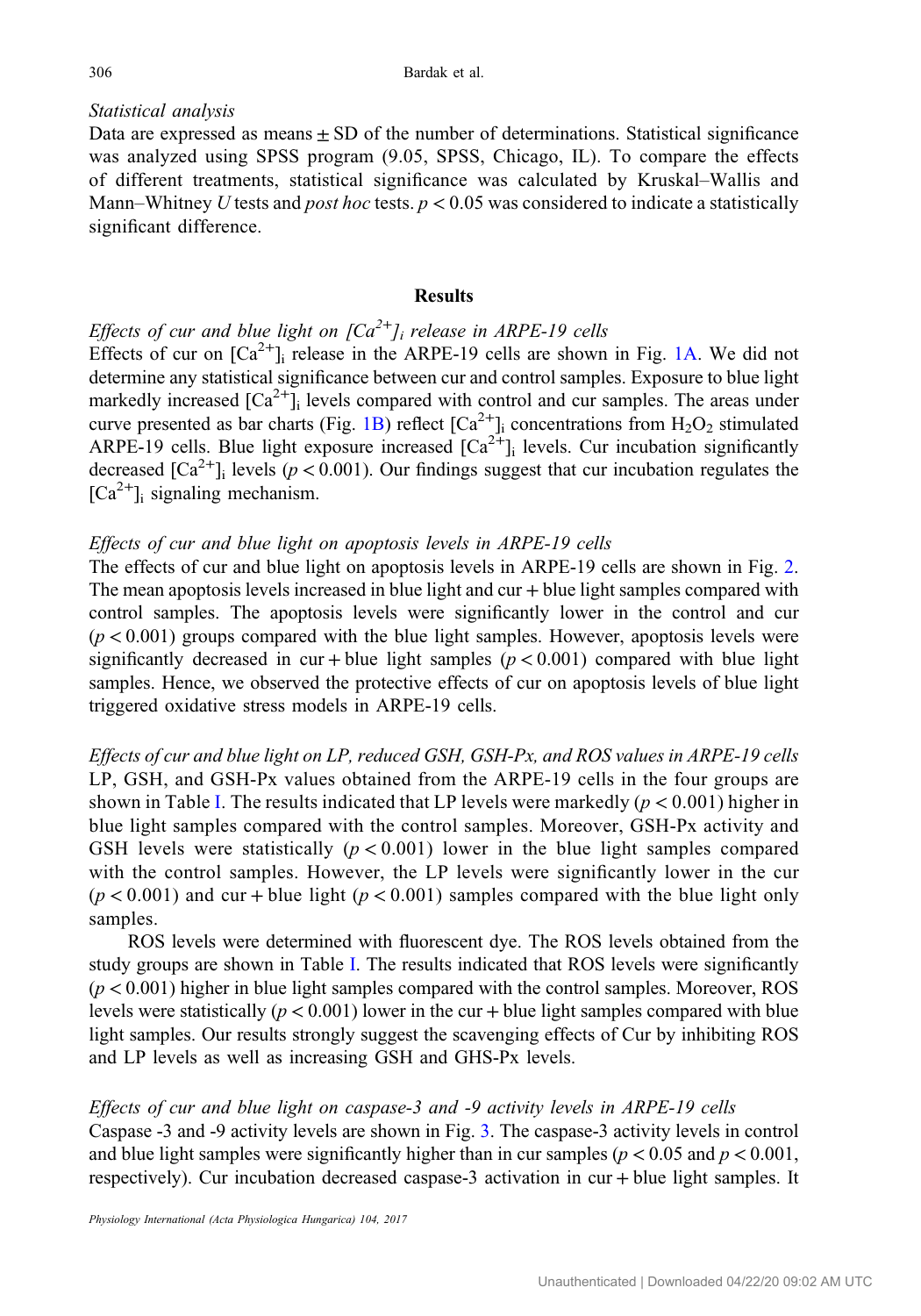### *Statistical analysis*

Data are expressed as means ± SD of the number of determinations. Statistical significance was analyzed using SPSS program (9.05, SPSS, Chicago, IL). To compare the effects of different treatments, statistical significance was calculated by Kruskal–Wallis and Mann–Whitney *U* tests and *post hoc* tests. $p < 0.05$ was considered to indicate a statistically significant difference.

## Results

### *Effects of cur and blue light on [$Ca^{2+}$]$_i$ release in ARPE-19 cells*

Effects of cur on [$Ca^{2+}$]$_i$ release in the ARPE-19 cells are shown in Fig. 1A. We did not determine any statistical significance between cur and control samples. Exposure to blue light markedly increased [$Ca^{2+}$]$_i$ levels compared with control and cur samples. The areas under curve presented as bar charts (Fig. 1B) reflect [$Ca^{2+}$]$_i$ concentrations from $H_2O_2$ stimulated ARPE-19 cells. Blue light exposure increased [$Ca^{2+}$]$_i$ levels. Cur incubation significantly decreased [$Ca^{2+}$]$_i$ levels ($p < 0.001$). Our findings suggest that cur incubation regulates the [$Ca^{2+}$]$_i$ signaling mechanism.

### *Effects of cur and blue light on apoptosis levels in ARPE-19 cells*

The effects of cur and blue light on apoptosis levels in ARPE-19 cells are shown in Fig. 2. The mean apoptosis levels increased in blue light and cur + blue light samples compared with control samples. The apoptosis levels were significantly lower in the control and cur ($p < 0.001$) groups compared with the blue light samples. However, apoptosis levels were significantly decreased in cur + blue light samples ($p < 0.001$) compared with blue light samples. Hence, we observed the protective effects of cur on apoptosis levels of blue light triggered oxidative stress models in ARPE-19 cells.

### *Effects of cur and blue light on LP, reduced GSH, GSH-Px, and ROS values in ARPE-19 cells*

LP, GSH, and GSH-Px values obtained from the ARPE-19 cells in the four groups are shown in Table I. The results indicated that LP levels were markedly ($p < 0.001$) higher in blue light samples compared with the control samples. Moreover, GSH-Px activity and GSH levels were statistically ($p < 0.001$) lower in the blue light samples compared with the control samples. However, the LP levels were significantly lower in the cur ($p < 0.001$) and cur + blue light ($p < 0.001$) samples compared with the blue light only samples.

ROS levels were determined with fluorescent dye. The ROS levels obtained from the study groups are shown in Table I. The results indicated that ROS levels were significantly ($p < 0.001$) higher in blue light samples compared with the control samples. Moreover, ROS levels were statistically ($p < 0.001$) lower in the cur + blue light samples compared with blue light samples. Our results strongly suggest the scavenging effects of Cur by inhibiting ROS and LP levels as well as increasing GSH and GHS-Px levels.

### *Effects of cur and blue light on caspase-3 and -9 activity levels in ARPE-19 cells*

Caspase -3 and -9 activity levels are shown in Fig. 3. The caspase-3 activity levels in control and blue light samples were significantly higher than in cur samples ($p < 0.05$ and $p < 0.001$, respectively). Cur incubation decreased caspase-3 activation in cur + blue light samples. It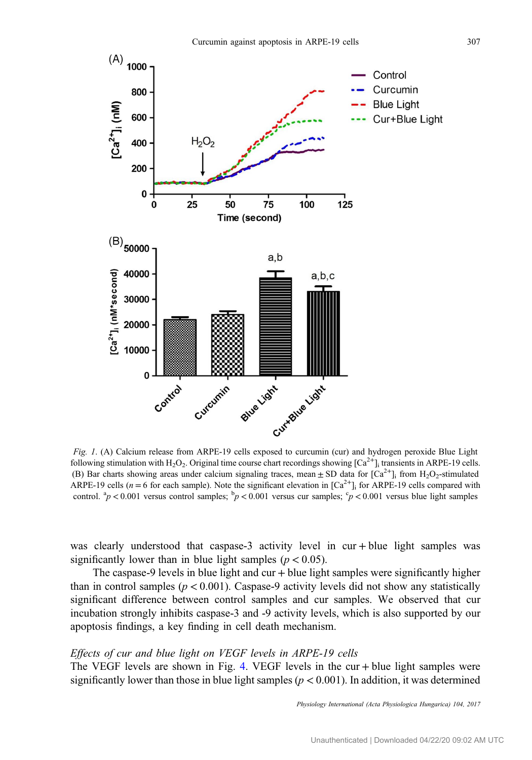Fig. 1. (A) Calcium release from ARPE-19 cells exposed to curcumin (cur) and hydrogen peroxide Blue Light following stimulation with $H_2O_2$. Original time course chart recordings showing $[Ca^{2+}]_i$ transients in ARPE-19 cells. (B) Bar charts showing areas under calcium signaling traces, mean ± SD data for $[Ca^{2+}]_i$ from $H_2O_2$-stimulated ARPE-19 cells ($n = 6$ for each sample). Note the significant elevation in $[Ca^{2+}]_i$ for ARPE-19 cells compared with control. [a]$p < 0.001$ versus control samples; [b]$p < 0.001$ versus cur samples; [c]$p < 0.001$ versus blue light samples

was clearly understood that caspase-3 activity level in cur + blue light samples was significantly lower than in blue light samples ($p < 0.05$).

The caspase-9 levels in blue light and cur + blue light samples were significantly higher than in control samples ($p < 0.001$). Caspase-9 activity levels did not show any statistically significant difference between control samples and cur samples. We observed that cur incubation strongly inhibits caspase-3 and -9 activity levels, which is also supported by our apoptosis findings, a key finding in cell death mechanism.

*Effects of cur and blue light on VEGF levels in ARPE-19 cells*

The VEGF levels are shown in Fig. 4. VEGF levels in the cur + blue light samples were significantly lower than those in blue light samples ($p < 0.001$). In addition, it was determined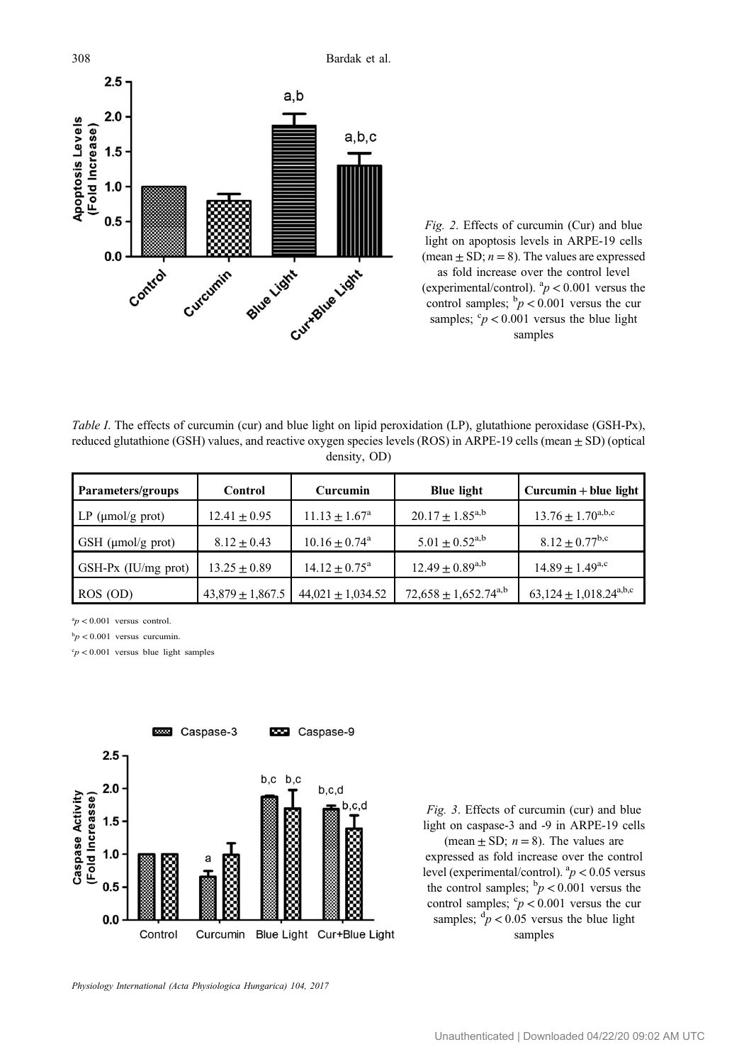*Fig. 2.* Effects of curcumin (Cur) and blue light on apoptosis levels in ARPE-19 cells (mean ± SD; $n = 8$). The values are expressed as fold increase over the control level (experimental/control). $^{a}p < 0.001$ versus the control samples; $^{b}p < 0.001$ versus the cur samples; $^{c}p < 0.001$ versus the blue light samples

*Table I.* The effects of curcumin (cur) and blue light on lipid peroxidation (LP), glutathione peroxidase (GSH-Px), reduced glutathione (GSH) values, and reactive oxygen species levels (ROS) in ARPE-19 cells (mean ± SD) (optical density, OD)

| Parameters/groups | Control | Curcumin | Blue light | Curcumin + blue light |
|---|---|---|---|---|
| LP (μmol/g prot) | 12.41 ± 0.95 | 11.13 ± 1.67$^{a}$ | 20.17 ± 1.85$^{a,b}$ | 13.76 ± 1.70$^{a,b,c}$ |
| GSH (μmol/g prot) | 8.12 ± 0.43 | 10.16 ± 0.74$^{a}$ | 5.01 ± 0.52$^{a,b}$ | 8.12 ± 0.77$^{b,c}$ |
| GSH-Px (IU/mg prot) | 13.25 ± 0.89 | 14.12 ± 0.75$^{a}$ | 12.49 ± 0.89$^{a,b}$ | 14.89 ± 1.49$^{a,c}$ |
| ROS (OD) | 43,879 ± 1,867.5 | 44,021 ± 1,034.52 | 72,658 ± 1,652.74$^{a,b}$ | 63,124 ± 1,018.24$^{a,b,c}$ |

$^{a}p < 0.001$ versus control.

$^{b}p < 0.001$ versus curcumin.

$^{c}p < 0.001$ versus blue light samples

*Fig. 3.* Effects of curcumin (cur) and blue light on caspase-3 and -9 in ARPE-19 cells (mean ± SD; $n = 8$). The values are expressed as fold increase over the control level (experimental/control). $^{a}p < 0.05$ versus the control samples; $^{b}p < 0.001$ versus the control samples; $^{c}p < 0.001$ versus the cur samples; $^{d}p < 0.05$ versus the blue light samples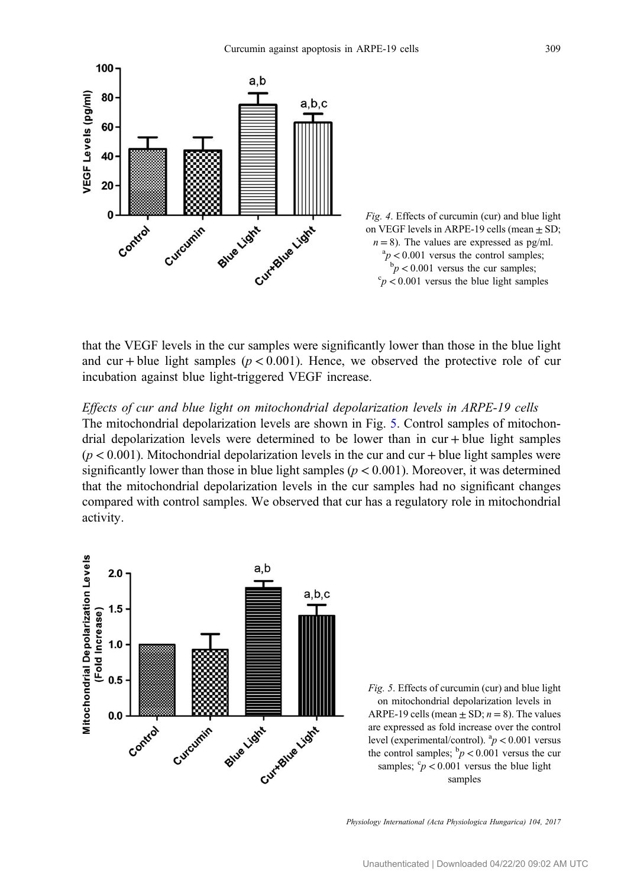*Fig. 4*. Effects of curcumin (cur) and blue light on VEGF levels in ARPE-19 cells (mean ± SD; $n = 8$). The values are expressed as pg/ml. [a]$p < 0.001$ versus the control samples; [b]$p < 0.001$ versus the cur samples; [c]$p < 0.001$ versus the blue light samples

that the VEGF levels in the cur samples were significantly lower than those in the blue light and cur + blue light samples ($p < 0.001$). Hence, we observed the protective role of cur incubation against blue light-triggered VEGF increase.

*Effects of cur and blue light on mitochondrial depolarization levels in ARPE-19 cells*

The mitochondrial depolarization levels are shown in Fig. 5. Control samples of mitochondrial depolarization levels were determined to be lower than in cur + blue light samples ($p < 0.001$). Mitochondrial depolarization levels in the cur and cur + blue light samples were significantly lower than those in blue light samples ($p < 0.001$). Moreover, it was determined that the mitochondrial depolarization levels in the cur samples had no significant changes compared with control samples. We observed that cur has a regulatory role in mitochondrial activity.

*Fig. 5*. Effects of curcumin (cur) and blue light on mitochondrial depolarization levels in ARPE-19 cells (mean ± SD; $n = 8$). The values are expressed as fold increase over the control level (experimental/control). [a]$p < 0.001$ versus the control samples; [b]$p < 0.001$ versus the cur samples; [c]$p < 0.001$ versus the blue light samples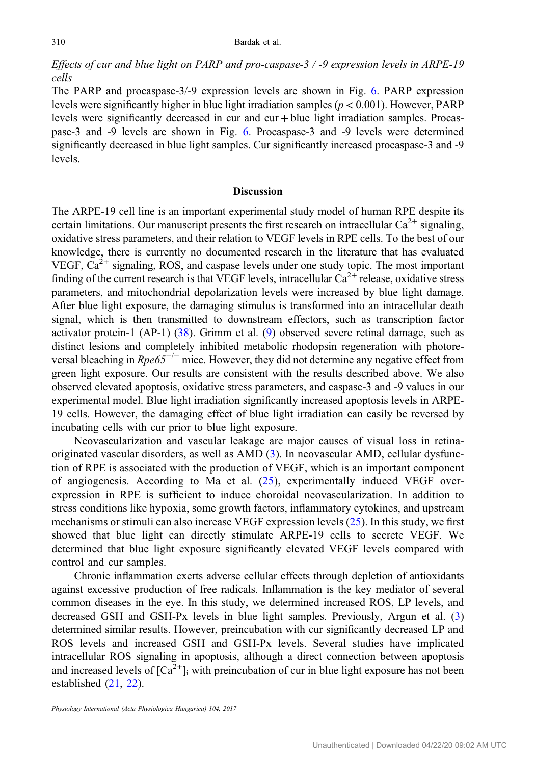*Effects of cur and blue light on PARP and pro-caspase-3 / -9 expression levels in ARPE-19 cells*

The PARP and procaspase-3/-9 expression levels are shown in Fig. 6. PARP expression levels were significantly higher in blue light irradiation samples ($p < 0.001$). However, PARP levels were significantly decreased in cur and cur + blue light irradiation samples. Procaspase-3 and -9 levels are shown in Fig. 6. Procaspase-3 and -9 levels were determined significantly decreased in blue light samples. Cur significantly increased procaspase-3 and -9 levels.

## Discussion

The ARPE-19 cell line is an important experimental study model of human RPE despite its certain limitations. Our manuscript presents the first research on intracellular $Ca^{2+}$ signaling, oxidative stress parameters, and their relation to VEGF levels in RPE cells. To the best of our knowledge, there is currently no documented research in the literature that has evaluated VEGF, $Ca^{2+}$ signaling, ROS, and caspase levels under one study topic. The most important finding of the current research is that VEGF levels, intracellular $Ca^{2+}$ release, oxidative stress parameters, and mitochondrial depolarization levels were increased by blue light damage. After blue light exposure, the damaging stimulus is transformed into an intracellular death signal, which is then transmitted to downstream effectors, such as transcription factor activator protein-1 (AP-1) (38). Grimm et al. (9) observed severe retinal damage, such as distinct lesions and completely inhibited metabolic rhodopsin regeneration with photoreversal bleaching in *Rpe65*$^{-/-}$ mice. However, they did not determine any negative effect from green light exposure. Our results are consistent with the results described above. We also observed elevated apoptosis, oxidative stress parameters, and caspase-3 and -9 values in our experimental model. Blue light irradiation significantly increased apoptosis levels in ARPE-19 cells. However, the damaging effect of blue light irradiation can easily be reversed by incubating cells with cur prior to blue light exposure.

Neovascularization and vascular leakage are major causes of visual loss in retina-originated vascular disorders, as well as AMD (3). In neovascular AMD, cellular dysfunction of RPE is associated with the production of VEGF, which is an important component of angiogenesis. According to Ma et al. (25), experimentally induced VEGF overexpression in RPE is sufficient to induce choroidal neovascularization. In addition to stress conditions like hypoxia, some growth factors, inflammatory cytokines, and upstream mechanisms or stimuli can also increase VEGF expression levels (25). In this study, we first showed that blue light can directly stimulate ARPE-19 cells to secrete VEGF. We determined that blue light exposure significantly elevated VEGF levels compared with control and cur samples.

Chronic inflammation exerts adverse cellular effects through depletion of antioxidants against excessive production of free radicals. Inflammation is the key mediator of several common diseases in the eye. In this study, we determined increased ROS, LP levels, and decreased GSH and GSH-Px levels in blue light samples. Previously, Argun et al. (3) determined similar results. However, preincubation with cur significantly decreased LP and ROS levels and increased GSH and GSH-Px levels. Several studies have implicated intracellular ROS signaling in apoptosis, although a direct connection between apoptosis and increased levels of $[Ca^{2+}]_i$ with preincubation of cur in blue light exposure has not been established (21, 22).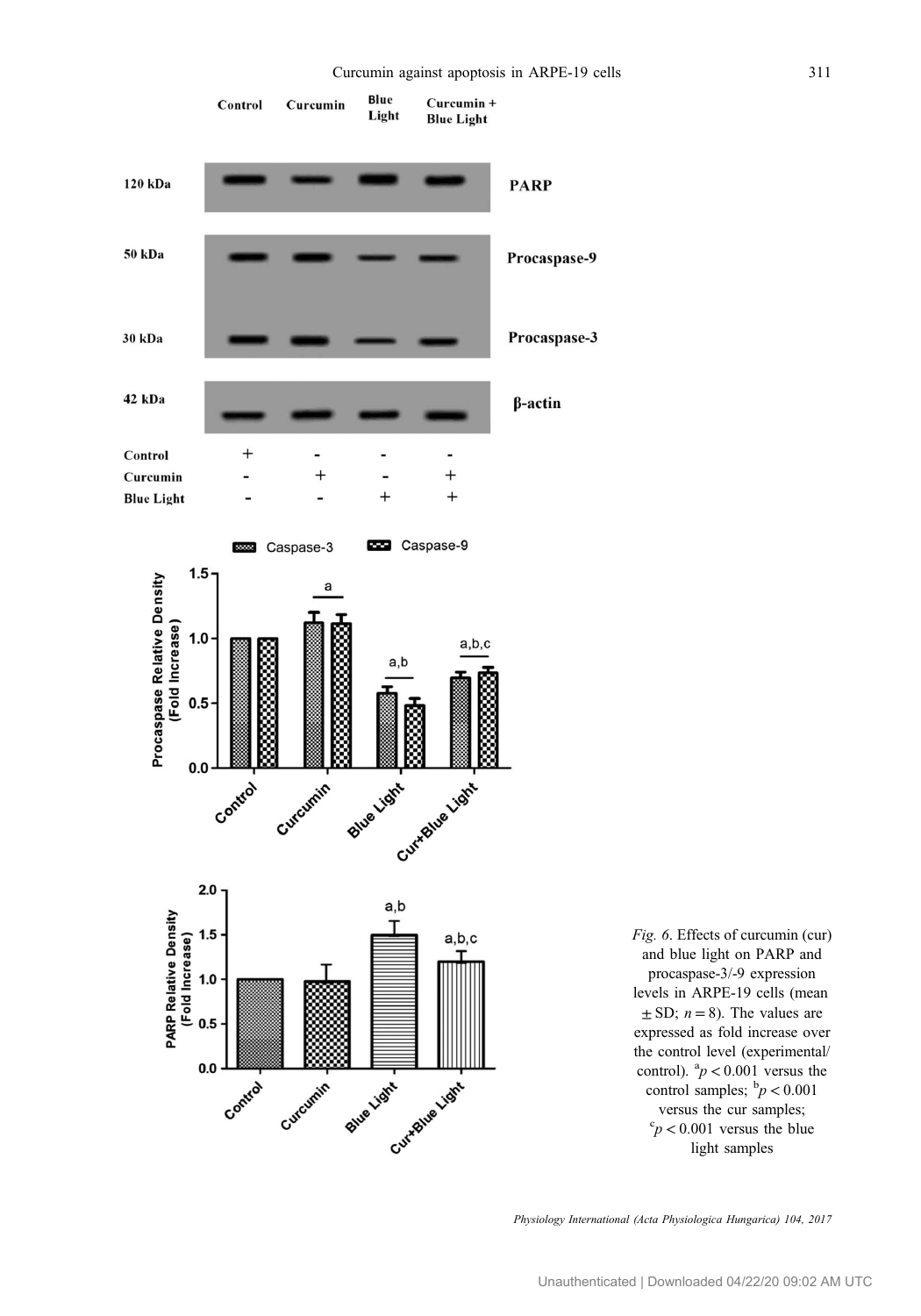*Fig. 6*. Effects of curcumin (cur) and blue light on PARP and procaspase-3/-9 expression levels in ARPE-19 cells (mean ± SD; $n = 8$). The values are expressed as fold increase over the control level (experimental/control). [a]$p < 0.001$ versus the control samples; [b]$p < 0.001$ versus the cur samples; [c]$p < 0.001$ versus the blue light samples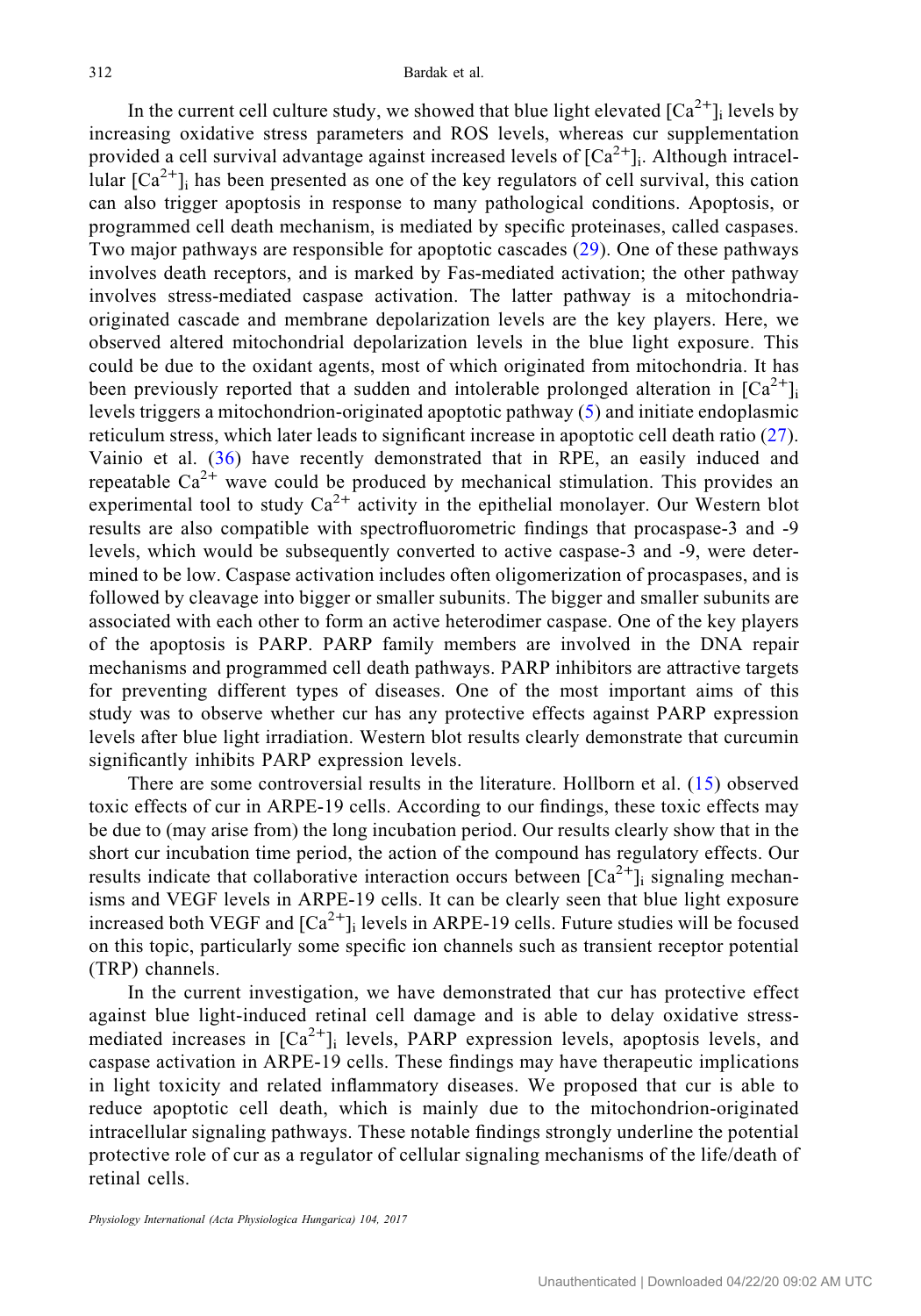In the current cell culture study, we showed that blue light elevated $[Ca^{2+}]_i$ levels by increasing oxidative stress parameters and ROS levels, whereas cur supplementation provided a cell survival advantage against increased levels of $[Ca^{2+}]_i$. Although intracellular $[Ca^{2+}]_i$ has been presented as one of the key regulators of cell survival, this cation can also trigger apoptosis in response to many pathological conditions. Apoptosis, or programmed cell death mechanism, is mediated by specific proteinases, called caspases. Two major pathways are responsible for apoptotic cascades (29). One of these pathways involves death receptors, and is marked by Fas-mediated activation; the other pathway involves stress-mediated caspase activation. The latter pathway is a mitochondria-originated cascade and membrane depolarization levels are the key players. Here, we observed altered mitochondrial depolarization levels in the blue light exposure. This could be due to the oxidant agents, most of which originated from mitochondria. It has been previously reported that a sudden and intolerable prolonged alteration in $[Ca^{2+}]_i$ levels triggers a mitochondrion-originated apoptotic pathway (5) and initiate endoplasmic reticulum stress, which later leads to significant increase in apoptotic cell death ratio (27). Vainio et al. (36) have recently demonstrated that in RPE, an easily induced and repeatable $Ca^{2+}$ wave could be produced by mechanical stimulation. This provides an experimental tool to study $Ca^{2+}$ activity in the epithelial monolayer. Our Western blot results are also compatible with spectrofluorometric findings that procaspase-3 and -9 levels, which would be subsequently converted to active caspase-3 and -9, were determined to be low. Caspase activation includes often oligomerization of procaspases, and is followed by cleavage into bigger or smaller subunits. The bigger and smaller subunits are associated with each other to form an active heterodimer caspase. One of the key players of the apoptosis is PARP. PARP family members are involved in the DNA repair mechanisms and programmed cell death pathways. PARP inhibitors are attractive targets for preventing different types of diseases. One of the most important aims of this study was to observe whether cur has any protective effects against PARP expression levels after blue light irradiation. Western blot results clearly demonstrate that curcumin significantly inhibits PARP expression levels.

There are some controversial results in the literature. Hollborn et al. (15) observed toxic effects of cur in ARPE-19 cells. According to our findings, these toxic effects may be due to (may arise from) the long incubation period. Our results clearly show that in the short cur incubation time period, the action of the compound has regulatory effects. Our results indicate that collaborative interaction occurs between $[Ca^{2+}]_i$ signaling mechanisms and VEGF levels in ARPE-19 cells. It can be clearly seen that blue light exposure increased both VEGF and $[Ca^{2+}]_i$ levels in ARPE-19 cells. Future studies will be focused on this topic, particularly some specific ion channels such as transient receptor potential (TRP) channels.

In the current investigation, we have demonstrated that cur has protective effect against blue light-induced retinal cell damage and is able to delay oxidative stress-mediated increases in $[Ca^{2+}]_i$ levels, PARP expression levels, apoptosis levels, and caspase activation in ARPE-19 cells. These findings may have therapeutic implications in light toxicity and related inflammatory diseases. We proposed that cur is able to reduce apoptotic cell death, which is mainly due to the mitochondrion-originated intracellular signaling pathways. These notable findings strongly underline the potential protective role of cur as a regulator of cellular signaling mechanisms of the life/death of retinal cells.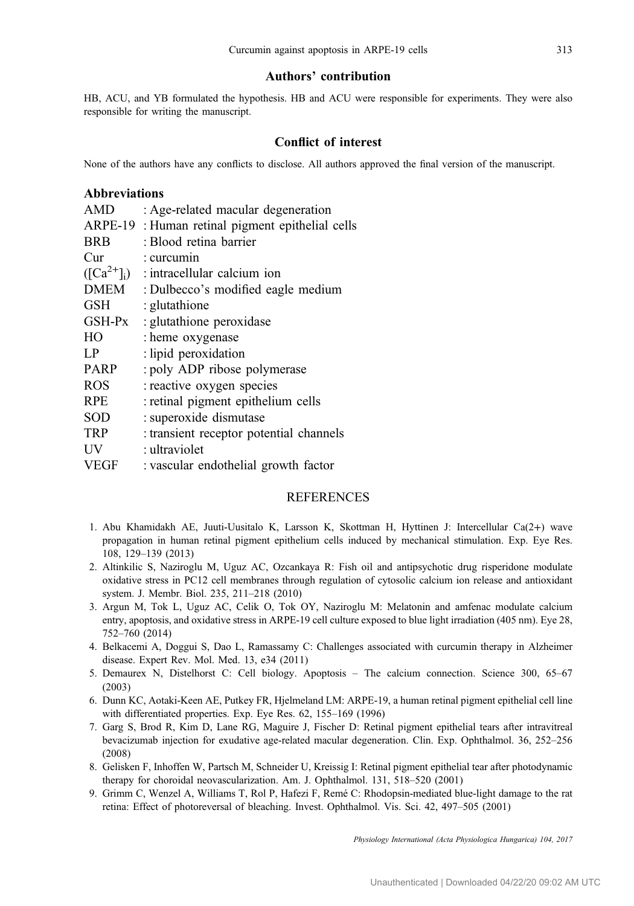## Authors' contribution

HB, ACU, and YB formulated the hypothesis. HB and ACU were responsible for experiments. They were also responsible for writing the manuscript.

## Conflict of interest

None of the authors have any conflicts to disclose. All authors approved the final version of the manuscript.

## Abbreviations

| | |
|---|---|
| AMD | : Age-related macular degeneration |
| ARPE-19 | : Human retinal pigment epithelial cells |
| BRB | : Blood retina barrier |
| Cur | : curcumin |
| ($[Ca^{2+}]_i$) | : intracellular calcium ion |
| DMEM | : Dulbecco's modified eagle medium |
| GSH | : glutathione |
| GSH-Px | : glutathione peroxidase |
| HO | : heme oxygenase |
| LP | : lipid peroxidation |
| PARP | : poly ADP ribose polymerase |
| ROS | : reactive oxygen species |
| RPE | : retinal pigment epithelium cells |
| SOD | : superoxide dismutase |
| TRP | : transient receptor potential channels |
| UV | : ultraviolet |
| VEGF | : vascular endothelial growth factor |

## REFERENCES

1. Abu Khamidakh AE, Juuti-Uusitalo K, Larsson K, Skottman H, Hyttinen J: Intercellular Ca(2+) wave propagation in human retinal pigment epithelium cells induced by mechanical stimulation. Exp. Eye Res. 108, 129–139 (2013)
2. Altinkilic S, Naziroglu M, Uguz AC, Ozcankaya R: Fish oil and antipsychotic drug risperidone modulate oxidative stress in PC12 cell membranes through regulation of cytosolic calcium ion release and antioxidant system. J. Membr. Biol. 235, 211–218 (2010)
3. Argun M, Tok L, Uguz AC, Celik O, Tok OY, Naziroglu M: Melatonin and amfenac modulate calcium entry, apoptosis, and oxidative stress in ARPE-19 cell culture exposed to blue light irradiation (405 nm). Eye 28, 752–760 (2014)
4. Belkacemi A, Doggui S, Dao L, Ramassamy C: Challenges associated with curcumin therapy in Alzheimer disease. Expert Rev. Mol. Med. 13, e34 (2011)
5. Demaurex N, Distelhorst C: Cell biology. Apoptosis – The calcium connection. Science 300, 65–67 (2003)
6. Dunn KC, Aotaki-Keen AE, Putkey FR, Hjelmeland LM: ARPE-19, a human retinal pigment epithelial cell line with differentiated properties. Exp. Eye Res. 62, 155–169 (1996)
7. Garg S, Brod R, Kim D, Lane RG, Maguire J, Fischer D: Retinal pigment epithelial tears after intravitreal bevacizumab injection for exudative age-related macular degeneration. Clin. Exp. Ophthalmol. 36, 252–256 (2008)
8. Gelisken F, Inhoffen W, Partsch M, Schneider U, Kreissig I: Retinal pigment epithelial tear after photodynamic therapy for choroidal neovascularization. Am. J. Ophthalmol. 131, 518–520 (2001)
9. Grimm C, Wenzel A, Williams T, Rol P, Hafezi F, Remé C: Rhodopsin-mediated blue-light damage to the rat retina: Effect of photoreversal of bleaching. Invest. Ophthalmol. Vis. Sci. 42, 497–505 (2001)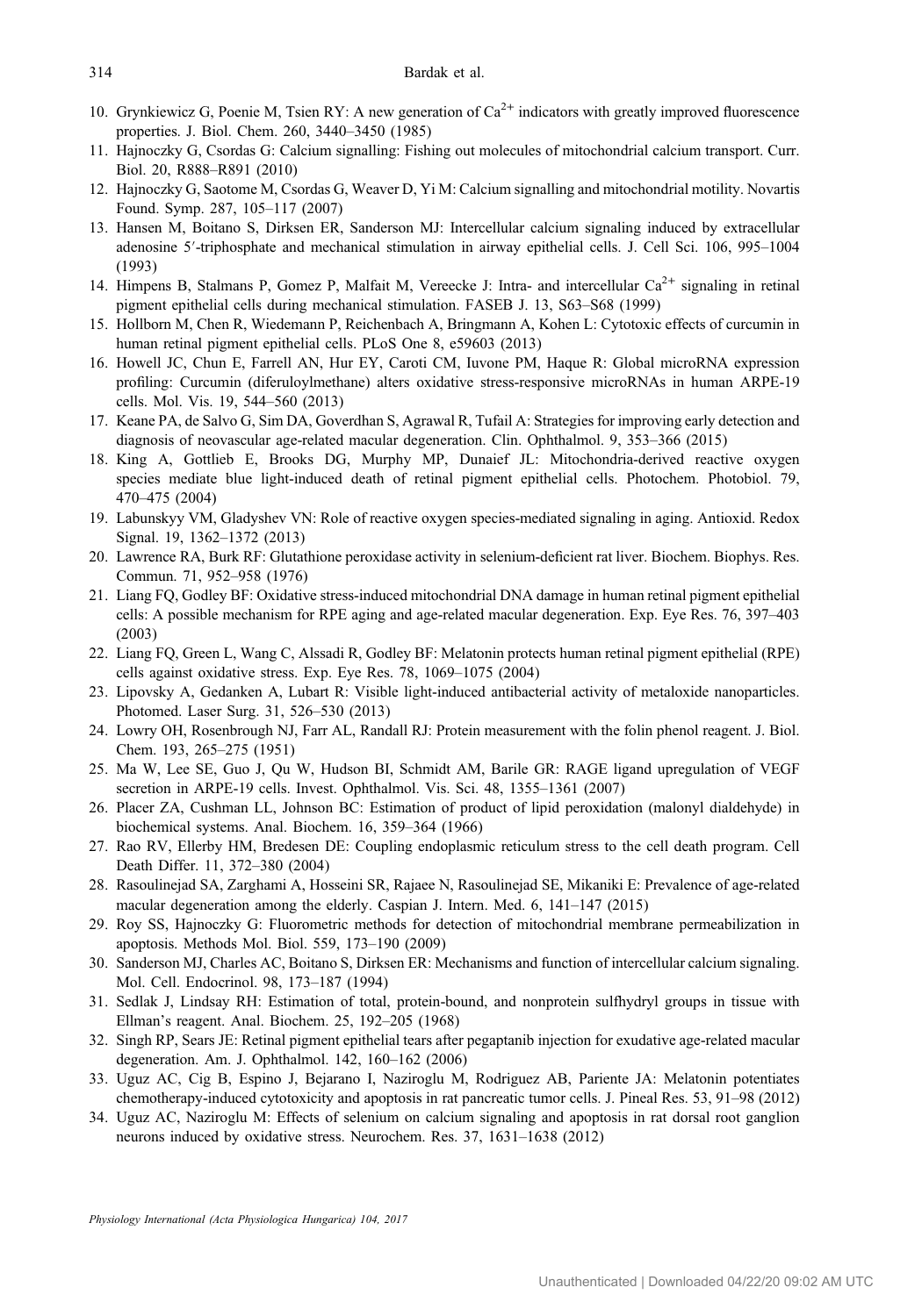10. Grynkiewicz G, Poenie M, Tsien RY: A new generation of $Ca^{2+}$ indicators with greatly improved fluorescence properties. J. Biol. Chem. 260, 3440–3450 (1985)
11. Hajnoczky G, Csordas G: Calcium signalling: Fishing out molecules of mitochondrial calcium transport. Curr. Biol. 20, R888–R891 (2010)
12. Hajnoczky G, Saotome M, Csordas G, Weaver D, Yi M: Calcium signalling and mitochondrial motility. Novartis Found. Symp. 287, 105–117 (2007)
13. Hansen M, Boitano S, Dirksen ER, Sanderson MJ: Intercellular calcium signaling induced by extracellular adenosine 5′-triphosphate and mechanical stimulation in airway epithelial cells. J. Cell Sci. 106, 995–1004 (1993)
14. Himpens B, Stalmans P, Gomez P, Malfait M, Vereecke J: Intra- and intercellular $Ca^{2+}$ signaling in retinal pigment epithelial cells during mechanical stimulation. FASEB J. 13, S63–S68 (1999)
15. Hollborn M, Chen R, Wiedemann P, Reichenbach A, Bringmann A, Kohen L: Cytotoxic effects of curcumin in human retinal pigment epithelial cells. PLoS One 8, e59603 (2013)
16. Howell JC, Chun E, Farrell AN, Hur EY, Caroti CM, Iuvone PM, Haque R: Global microRNA expression profiling: Curcumin (diferuloylmethane) alters oxidative stress-responsive microRNAs in human ARPE-19 cells. Mol. Vis. 19, 544–560 (2013)
17. Keane PA, de Salvo G, Sim DA, Goverdhan S, Agrawal R, Tufail A: Strategies for improving early detection and diagnosis of neovascular age-related macular degeneration. Clin. Ophthalmol. 9, 353–366 (2015)
18. King A, Gottlieb E, Brooks DG, Murphy MP, Dunaief JL: Mitochondria-derived reactive oxygen species mediate blue light-induced death of retinal pigment epithelial cells. Photochem. Photobiol. 79, 470–475 (2004)
19. Labunskyy VM, Gladyshev VN: Role of reactive oxygen species-mediated signaling in aging. Antioxid. Redox Signal. 19, 1362–1372 (2013)
20. Lawrence RA, Burk RF: Glutathione peroxidase activity in selenium-deficient rat liver. Biochem. Biophys. Res. Commun. 71, 952–958 (1976)
21. Liang FQ, Godley BF: Oxidative stress-induced mitochondrial DNA damage in human retinal pigment epithelial cells: A possible mechanism for RPE aging and age-related macular degeneration. Exp. Eye Res. 76, 397–403 (2003)
22. Liang FQ, Green L, Wang C, Alssadi R, Godley BF: Melatonin protects human retinal pigment epithelial (RPE) cells against oxidative stress. Exp. Eye Res. 78, 1069–1075 (2004)
23. Lipovsky A, Gedanken A, Lubart R: Visible light-induced antibacterial activity of metaloxide nanoparticles. Photomed. Laser Surg. 31, 526–530 (2013)
24. Lowry OH, Rosenbrough NJ, Farr AL, Randall RJ: Protein measurement with the folin phenol reagent. J. Biol. Chem. 193, 265–275 (1951)
25. Ma W, Lee SE, Guo J, Qu W, Hudson BI, Schmidt AM, Barile GR: RAGE ligand upregulation of VEGF secretion in ARPE-19 cells. Invest. Ophthalmol. Vis. Sci. 48, 1355–1361 (2007)
26. Placer ZA, Cushman LL, Johnson BC: Estimation of product of lipid peroxidation (malonyl dialdehyde) in biochemical systems. Anal. Biochem. 16, 359–364 (1966)
27. Rao RV, Ellerby HM, Bredesen DE: Coupling endoplasmic reticulum stress to the cell death program. Cell Death Differ. 11, 372–380 (2004)
28. Rasoulinejad SA, Zarghami A, Hosseini SR, Rajaee N, Rasoulinejad SE, Mikaniki E: Prevalence of age-related macular degeneration among the elderly. Caspian J. Intern. Med. 6, 141–147 (2015)
29. Roy SS, Hajnoczky G: Fluorometric methods for detection of mitochondrial membrane permeabilization in apoptosis. Methods Mol. Biol. 559, 173–190 (2009)
30. Sanderson MJ, Charles AC, Boitano S, Dirksen ER: Mechanisms and function of intercellular calcium signaling. Mol. Cell. Endocrinol. 98, 173–187 (1994)
31. Sedlak J, Lindsay RH: Estimation of total, protein-bound, and nonprotein sulfhydryl groups in tissue with Ellman's reagent. Anal. Biochem. 25, 192–205 (1968)
32. Singh RP, Sears JE: Retinal pigment epithelial tears after pegaptanib injection for exudative age-related macular degeneration. Am. J. Ophthalmol. 142, 160–162 (2006)
33. Uguz AC, Cig B, Espino J, Bejarano I, Naziroglu M, Rodriguez AB, Pariente JA: Melatonin potentiates chemotherapy-induced cytotoxicity and apoptosis in rat pancreatic tumor cells. J. Pineal Res. 53, 91–98 (2012)
34. Uguz AC, Naziroglu M: Effects of selenium on calcium signaling and apoptosis in rat dorsal root ganglion neurons induced by oxidative stress. Neurochem. Res. 37, 1631–1638 (2012)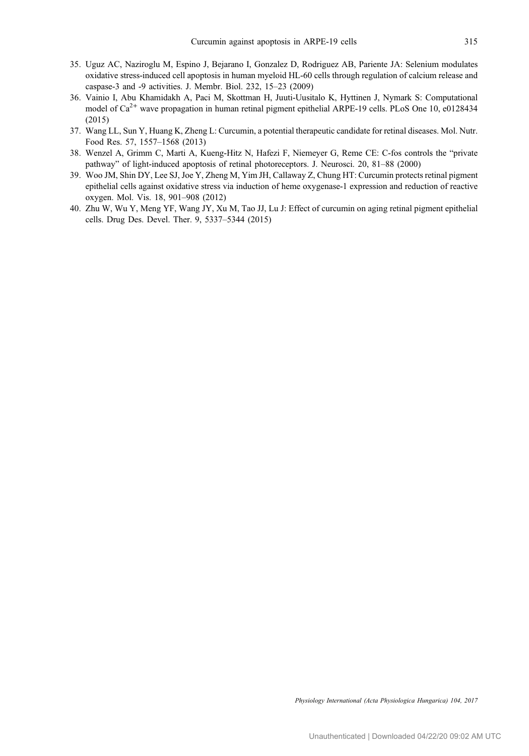35. Uguz AC, Naziroglu M, Espino J, Bejarano I, Gonzalez D, Rodriguez AB, Pariente JA: Selenium modulates oxidative stress-induced cell apoptosis in human myeloid HL-60 cells through regulation of calcium release and caspase-3 and -9 activities. J. Membr. Biol. 232, 15–23 (2009)
36. Vainio I, Abu Khamidakh A, Paci M, Skottman H, Juuti-Uusitalo K, Hyttinen J, Nymark S: Computational model of $Ca^{2+}$ wave propagation in human retinal pigment epithelial ARPE-19 cells. PLoS One 10, e0128434 (2015)
37. Wang LL, Sun Y, Huang K, Zheng L: Curcumin, a potential therapeutic candidate for retinal diseases. Mol. Nutr. Food Res. 57, 1557–1568 (2013)
38. Wenzel A, Grimm C, Marti A, Kueng-Hitz N, Hafezi F, Niemeyer G, Reme CE: C-fos controls the "private pathway" of light-induced apoptosis of retinal photoreceptors. J. Neurosci. 20, 81–88 (2000)
39. Woo JM, Shin DY, Lee SJ, Joe Y, Zheng M, Yim JH, Callaway Z, Chung HT: Curcumin protects retinal pigment epithelial cells against oxidative stress via induction of heme oxygenase-1 expression and reduction of reactive oxygen. Mol. Vis. 18, 901–908 (2012)
40. Zhu W, Wu Y, Meng YF, Wang JY, Xu M, Tao JJ, Lu J: Effect of curcumin on aging retinal pigment epithelial cells. Drug Des. Devel. Ther. 9, 5337–5344 (2015)